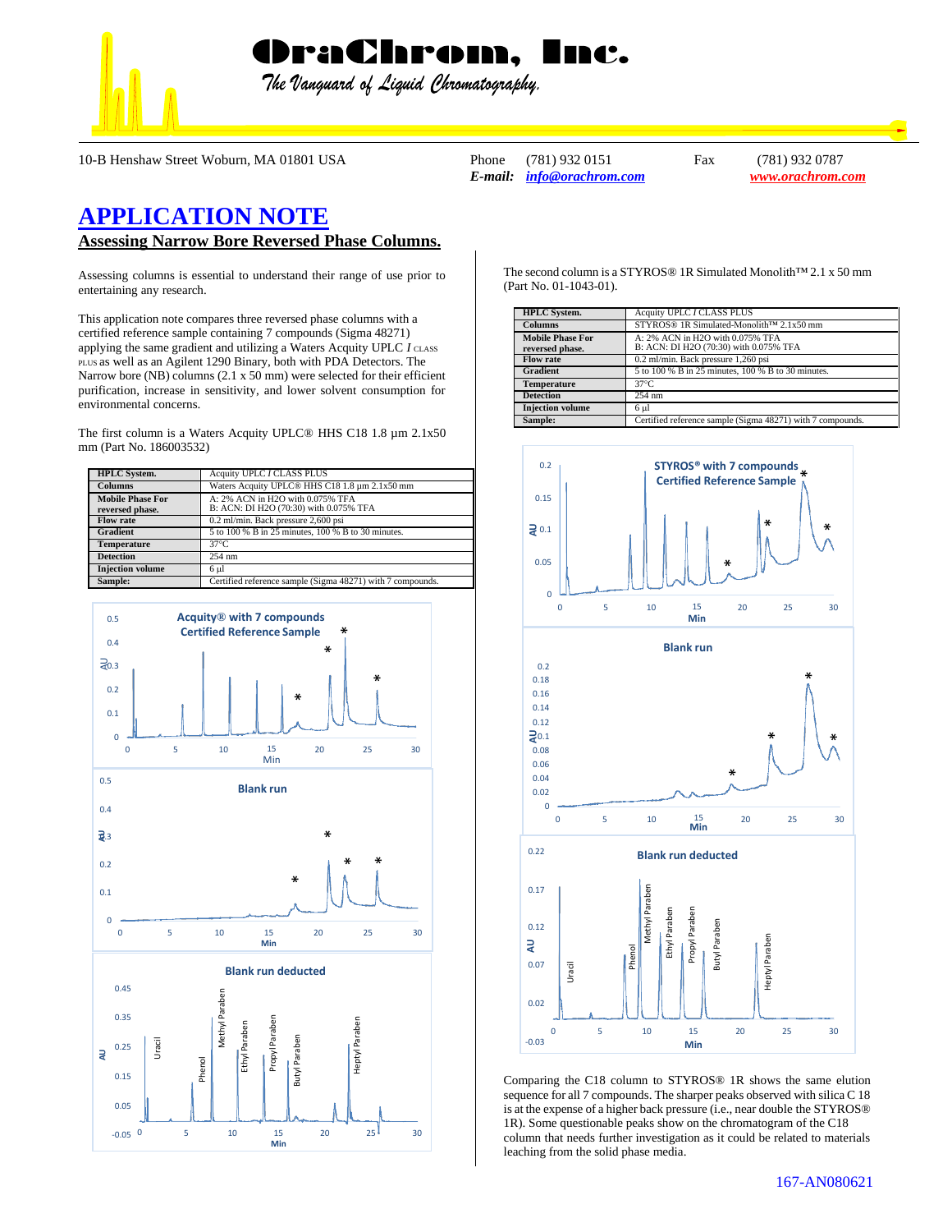# OraChrom, Inc.

*The Vanguard of Liquid Chromatography.*

10-B Henshaw Street Woburn, MA 01801 USA    Phone (781) 932 0151    Fax (781) 932 0787

*E-mail:* ***info@orachrom.com***    ***www.orachrom.com***

## APPLICATION NOTE

### Assessing Narrow Bore Reversed Phase Columns.

Assessing columns is essential to understand their range of use prior to entertaining any research.

This application note compares three reversed phase columns with a certified reference sample containing 7 compounds (Sigma 48271) applying the same gradient and utilizing a Waters Acquity UPLC *I* CLASS PLUS as well as an Agilent 1290 Binary, both with PDA Detectors. The Narrow bore (NB) columns (2.1 x 50 mm) were selected for their efficient purification, increase in sensitivity, and lower solvent consumption for environmental concerns.

The first column is a Waters Acquity UPLC® HHS C18 1.8 µm 2.1x50 mm (Part No. 186003532)

| | |
|---|---|
| **HPLC System.** | Acquity UPLC *I* CLASS PLUS |
| **Columns** | Waters Acquity UPLC® HHS C18 1.8 µm 2.1x50 mm |
| **Mobile Phase For reversed phase.** | A: 2% ACN in H2O with 0.075% TFA<br>B: ACN: DI H2O (70:30) with 0.075% TFA |
| **Flow rate** | 0.2 ml/min. Back pressure 2,600 psi |
| **Gradient** | 5 to 100 % B in 25 minutes, 100 % B to 30 minutes. |
| **Temperature** | 37°C |
| **Detection** | 254 nm |
| **Injection volume** | 6 µl |
| **Sample:** | Certified reference sample (Sigma 48271) with 7 compounds. |

Acquity® with 7 compounds
Certified Reference Sample
AU
Min

Blank run
AU
Min

Blank run deducted
AU
Min
Uracil
Phenol
Methyl Paraben
Ethyl Paraben
Propyl Paraben
Butyl Paraben
Heptyl Paraben

The second column is a STYROS® 1R Simulated Monolith™ 2.1 x 50 mm (Part No. 01-1043-01).

| | |
|---|---|
| **HPLC System.** | Acquity UPLC *I* CLASS PLUS |
| **Columns** | STYROS® 1R Simulated-Monolith™ 2.1x50 mm |
| **Mobile Phase For reversed phase.** | A: 2% ACN in H2O with 0.075% TFA<br>B: ACN: DI H2O (70:30) with 0.075% TFA |
| **Flow rate** | 0.2 ml/min. Back pressure 1,260 psi |
| **Gradient** | 5 to 100 % B in 25 minutes, 100 % B to 30 minutes. |
| **Temperature** | 37°C |
| **Detection** | 254 nm |
| **Injection volume** | 6 µl |
| **Sample:** | Certified reference sample (Sigma 48271) with 7 compounds. |

STYROS® with 7 compounds
Certified Reference Sample
AU
Min

Blank run
AU
Min

Blank run deducted
AU
Min
Uracil
Phenol
Methyl Paraben
Ethyl Paraben
Propyl Paraben
Butyl Paraben
Heptyl Paraben

Comparing the C18 column to STYROS® 1R shows the same elution sequence for all 7 compounds. The sharper peaks observed with silica C 18 is at the expense of a higher back pressure (i.e., near double the STYROS® 1R). Some questionable peaks show on the chromatogram of the C18 column that needs further investigation as it could be related to materials leaching from the solid phase media.

167-AN080621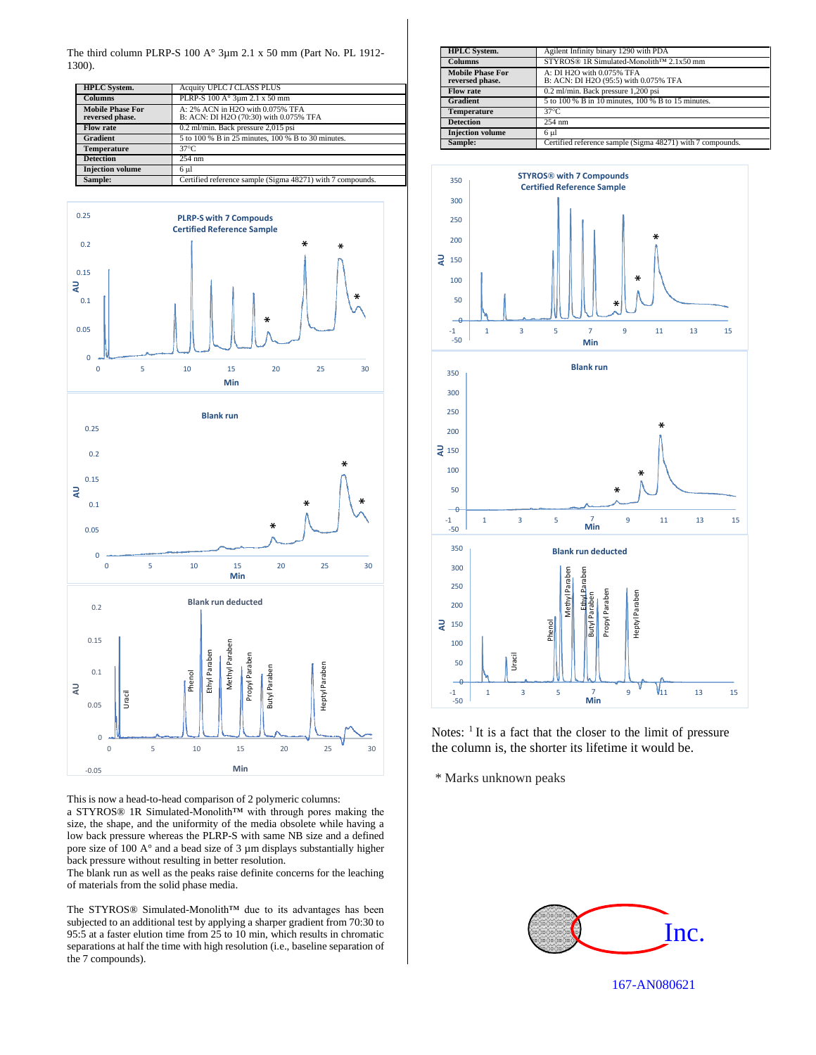The third column PLRP-S 100 A° 3µm 2.1 x 50 mm (Part No. PL 1912-1300).

| | |
|---|---|
| **HPLC System.** | Acquity UPLC *I* CLASS PLUS |
| **Columns** | PLRP-S 100 A° 3µm 2.1 x 50 mm |
| **Mobile Phase For reversed phase.** | A: 2% ACN in H2O with 0.075% TFA<br>B: ACN: DI H2O (70:30) with 0.075% TFA |
| **Flow rate** | 0.2 ml/min. Back pressure 2,015 psi |
| **Gradient** | 5 to 100 % B in 25 minutes, 100 % B to 30 minutes. |
| **Temperature** | 37°C |
| **Detection** | 254 nm |
| **Injection volume** | 6 µl |
| **Sample:** | Certified reference sample (Sigma 48271) with 7 compounds. |

PLRP-S with 7 Compounds
Certified Reference Sample
AU
0.25
0.2
0.15
0.1
0.05
0
0 5 10 15 20 25 30
Min
*

Blank run
AU
0.25
0.2
0.15
0.1
0.05
0
0 5 10 15 20 25 30
Min
*

Blank run deducted
AU
0.2
0.15
0.1
0.05
0
-0.05
0 5 10 15 20 25 30
Min
Uracil
Phenol
Ethyl Paraben
Methyl Paraben
Propyl Paraben
Butyl Paraben
Heptyl Paraben

This is now a head-to-head comparison of 2 polymeric columns:
a STYROS® 1R Simulated-Monolith™ with through pores making the size, the shape, and the uniformity of the media obsolete while having a low back pressure whereas the PLRP-S with same NB size and a defined pore size of 100 A° and a bead size of 3 µm displays substantially higher back pressure without resulting in better resolution.
The blank run as well as the peaks raise definite concerns for the leaching of materials from the solid phase media.

The STYROS® Simulated-Monolith™ due to its advantages has been subjected to an additional test by applying a sharper gradient from 70:30 to 95:5 at a faster elution time from 25 to 10 min, which results in chromatic separations in half the time with high resolution (i.e., baseline separation of the 7 compounds).

| | |
|---|---|
| **HPLC System.** | Agilent Infinity binary 1290 with PDA |
| **Columns** | STYROS® 1R Simulated-Monolith™ 2.1x50 mm |
| **Mobile Phase For reversed phase.** | A: DI H2O with 0.075% TFA<br>B: ACN: DI H2O (95:5) with 0.075% TFA |
| **Flow rate** | 0.2 ml/min. Back pressure 1,200 psi |
| **Gradient** | 5 to 100 % B in 10 minutes, 100 % B to 15 minutes. |
| **Temperature** | 37°C |
| **Detection** | 254 nm |
| **Injection volume** | 6 µl |
| **Sample:** | Certified reference sample (Sigma 48271) with 7 compounds. |

STYROS® with 7 Compounds
Certified Reference Sample
AU
350
300
250
200
150
100
50
0
-1
-50
1 3 5 7 9 11 13 15
Min
*

Blank run
AU
350
300
250
200
150
100
50
0
-1
-50
1 3 5 7 9 11 13 15
Min
*

Blank run deducted
AU
350
300
250
200
150
100
50
0
-1
-50
1 3 5 7 9 11 13 15
Min
Uracil
Phenol
Methyl Paraben
Ethyl Paraben
Butyl Paraben
Propyl Paraben
Heptyl Paraben

Notes: [1] It is a fact that the closer to the limit of pressure the column is, the shorter its lifetime it would be.

* Marks unknown peaks

Inc.

167-AN080621